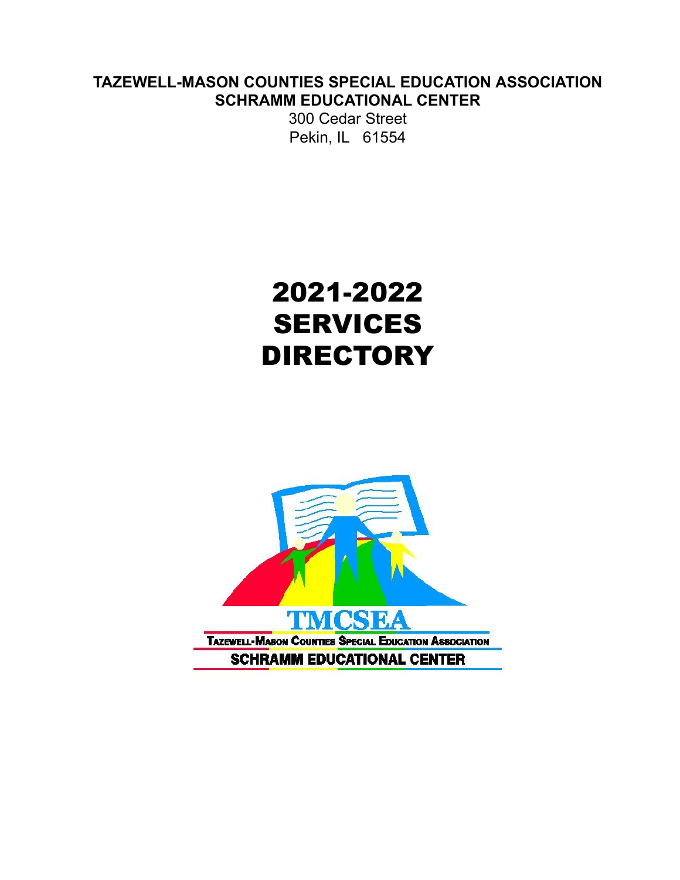**TAZEWELL-MASON COUNTIES SPECIAL EDUCATION ASSOCIATION**
**SCHRAMM EDUCATIONAL CENTER**

300 Cedar Street
Pekin, IL 61554

# 2021-2022 SERVICES DIRECTORY

TMCSEA

TAZEWELL-MASON COUNTIES SPECIAL EDUCATION ASSOCIATION

SCHRAMM EDUCATIONAL CENTER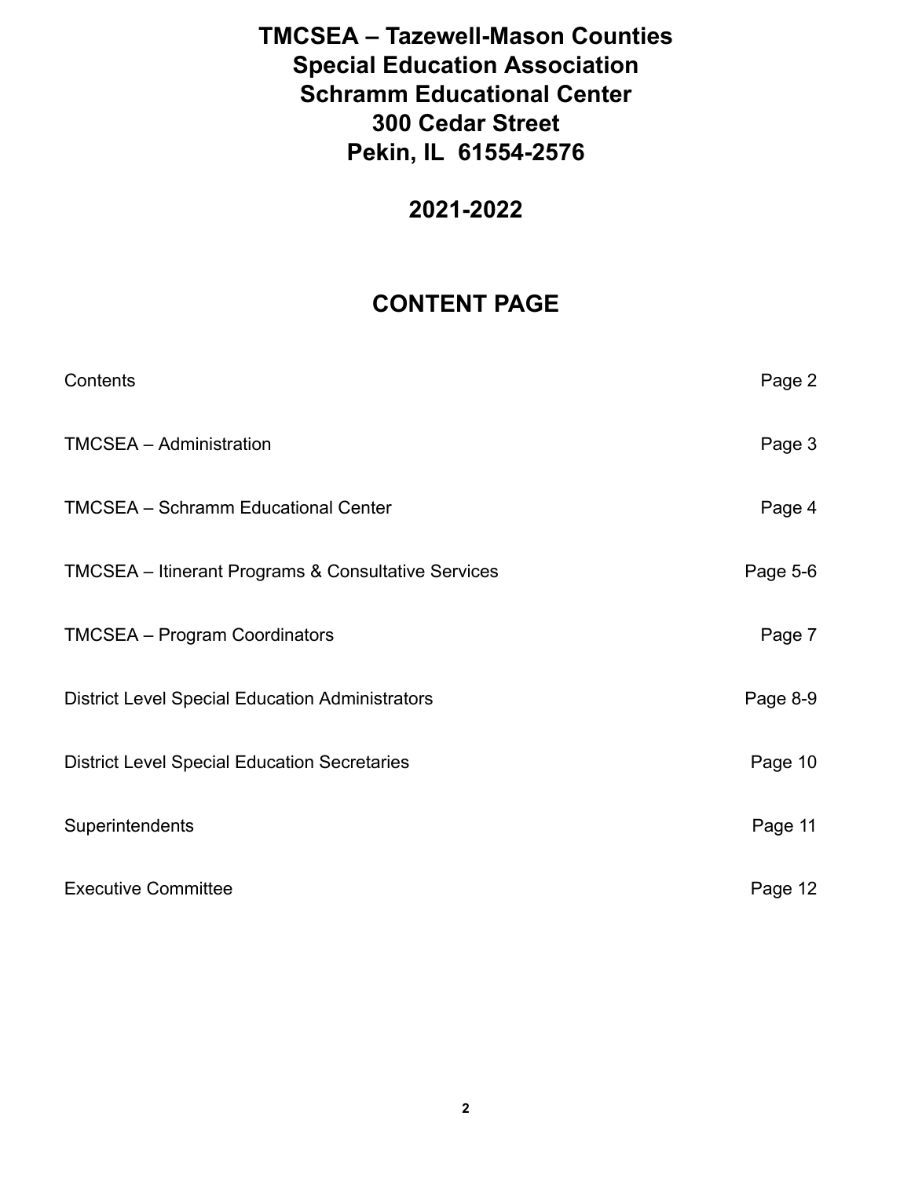# TMCSEA – Tazewell-Mason Counties Special Education Association
# Schramm Educational Center
# 300 Cedar Street
# Pekin, IL 61554-2576

## 2021-2022

## CONTENT PAGE

| | |
|---|---|
| Contents | Page 2 |
| TMCSEA – Administration | Page 3 |
| TMCSEA – Schramm Educational Center | Page 4 |
| TMCSEA – Itinerant Programs & Consultative Services | Page 5-6 |
| TMCSEA – Program Coordinators | Page 7 |
| District Level Special Education Administrators | Page 8-9 |
| District Level Special Education Secretaries | Page 10 |
| Superintendents | Page 11 |
| Executive Committee | Page 12 |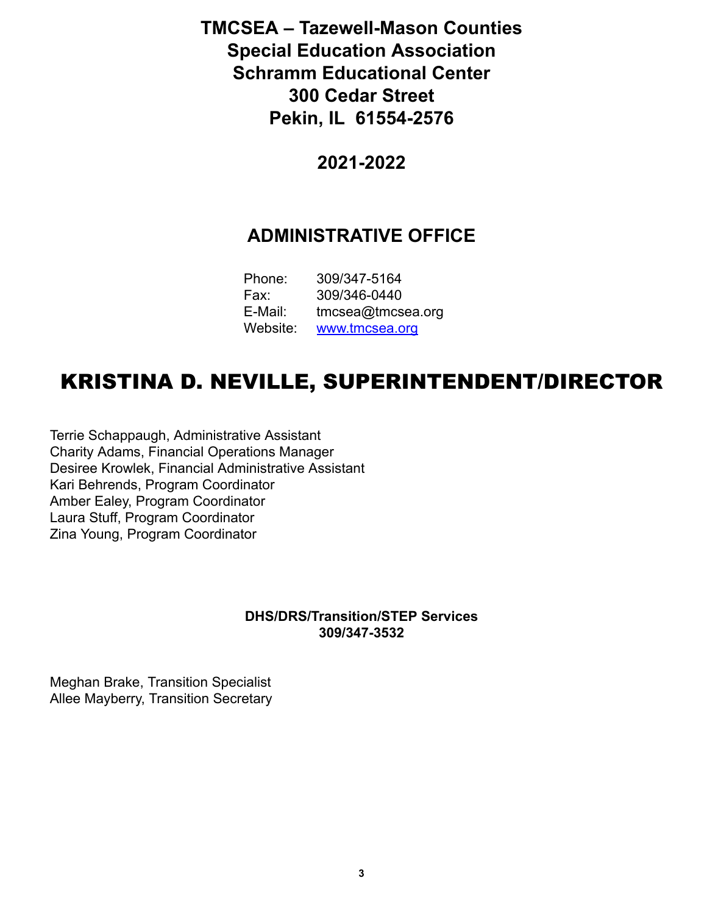# TMCSEA – Tazewell-Mason Counties Special Education Association Schramm Educational Center 300 Cedar Street Pekin, IL 61554-2576

## 2021-2022

## ADMINISTRATIVE OFFICE

Phone: 309/347-5164
Fax: 309/346-0440
E-Mail: tmcsea@tmcsea.org
Website: www.tmcsea.org

# KRISTINA D. NEVILLE, SUPERINTENDENT/DIRECTOR

Terrie Schappaugh, Administrative Assistant
Charity Adams, Financial Operations Manager
Desiree Krowlek, Financial Administrative Assistant
Kari Behrends, Program Coordinator
Amber Ealey, Program Coordinator
Laura Stuff, Program Coordinator
Zina Young, Program Coordinator

**DHS/DRS/Transition/STEP Services**
**309/347-3532**

Meghan Brake, Transition Specialist
Allee Mayberry, Transition Secretary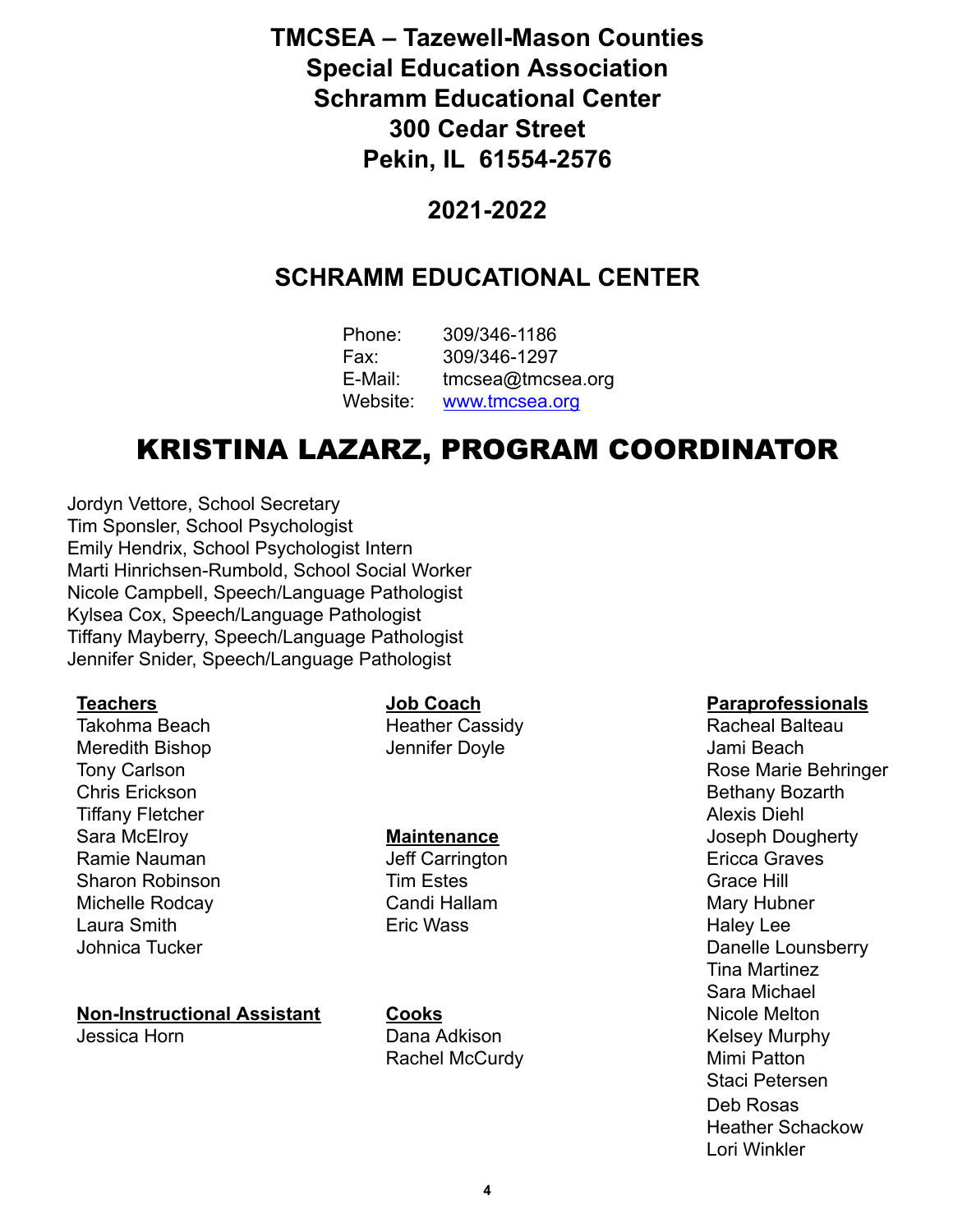# TMCSEA – Tazewell-Mason Counties Special Education Association Schramm Educational Center 300 Cedar Street Pekin, IL 61554-2576

## 2021-2022

## SCHRAMM EDUCATIONAL CENTER

Phone: 309/346-1186
Fax: 309/346-1297
E-Mail: tmcsea@tmcsea.org
Website: www.tmcsea.org

# KRISTINA LAZARZ, PROGRAM COORDINATOR

Jordyn Vettore, School Secretary
Tim Sponsler, School Psychologist
Emily Hendrix, School Psychologist Intern
Marti Hinrichsen-Rumbold, School Social Worker
Nicole Campbell, Speech/Language Pathologist
Kylsea Cox, Speech/Language Pathologist
Tiffany Mayberry, Speech/Language Pathologist
Jennifer Snider, Speech/Language Pathologist

**Teachers**

Takohma Beach
Meredith Bishop
Tony Carlson
Chris Erickson
Tiffany Fletcher
Sara McElroy
Ramie Nauman
Sharon Robinson
Michelle Rodcay
Laura Smith
Johnica Tucker

**Non-Instructional Assistant**

Jessica Horn

**Job Coach**

Heather Cassidy
Jennifer Doyle

**Maintenance**

Jeff Carrington
Tim Estes
Candi Hallam
Eric Wass

**Cooks**

Dana Adkison
Rachel McCurdy

**Paraprofessionals**

Racheal Balteau
Jami Beach
Rose Marie Behringer
Bethany Bozarth
Alexis Diehl
Joseph Dougherty
Ericca Graves
Grace Hill
Mary Hubner
Haley Lee
Danelle Lounsberry
Tina Martinez
Sara Michael
Nicole Melton
Kelsey Murphy
Mimi Patton
Staci Petersen
Deb Rosas
Heather Schackow
Lori Winkler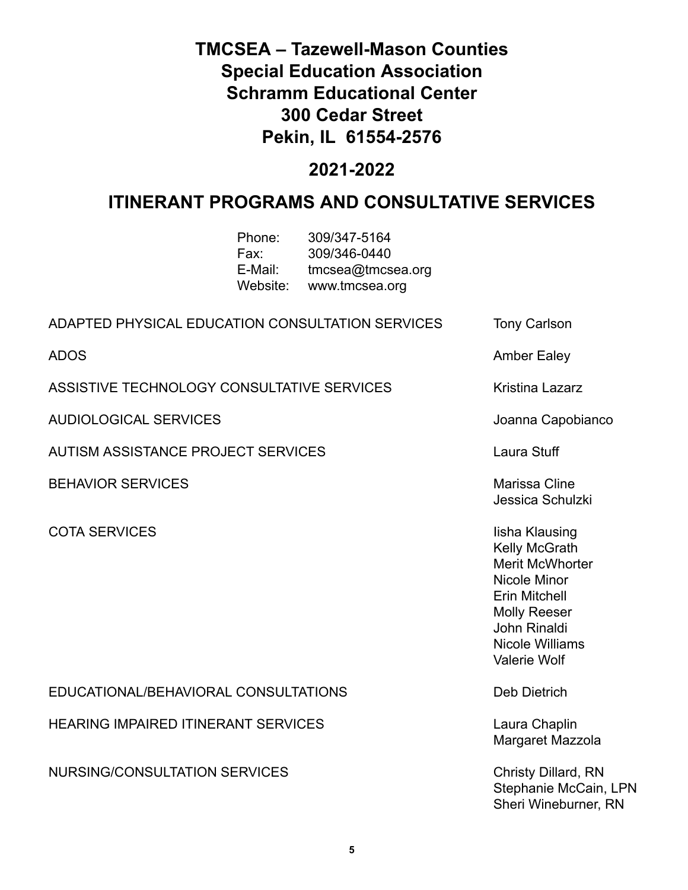# TMCSEA – Tazewell-Mason Counties Special Education Association Schramm Educational Center 300 Cedar Street Pekin, IL 61554-2576

## 2021-2022

## ITINERANT PROGRAMS AND CONSULTATIVE SERVICES

Phone: 309/347-5164
Fax: 309/346-0440
E-Mail: tmcsea@tmcsea.org
Website: www.tmcsea.org

| Service | Staff |
| --- | --- |
| ADAPTED PHYSICAL EDUCATION CONSULTATION SERVICES | Tony Carlson |
| ADOS | Amber Ealey |
| ASSISTIVE TECHNOLOGY CONSULTATIVE SERVICES | Kristina Lazarz |
| AUDIOLOGICAL SERVICES | Joanna Capobianco |
| AUTISM ASSISTANCE PROJECT SERVICES | Laura Stuff |
| BEHAVIOR SERVICES | Marissa Cline<br>Jessica Schulzki |
| COTA SERVICES | Iisha Klausing<br>Kelly McGrath<br>Merit McWhorter<br>Nicole Minor<br>Erin Mitchell<br>Molly Reeser<br>John Rinaldi<br>Nicole Williams<br>Valerie Wolf |
| EDUCATIONAL/BEHAVIORAL CONSULTATIONS | Deb Dietrich |
| HEARING IMPAIRED ITINERANT SERVICES | Laura Chaplin<br>Margaret Mazzola |
| NURSING/CONSULTATION SERVICES | Christy Dillard, RN<br>Stephanie McCain, LPN<br>Sheri Wineburner, RN |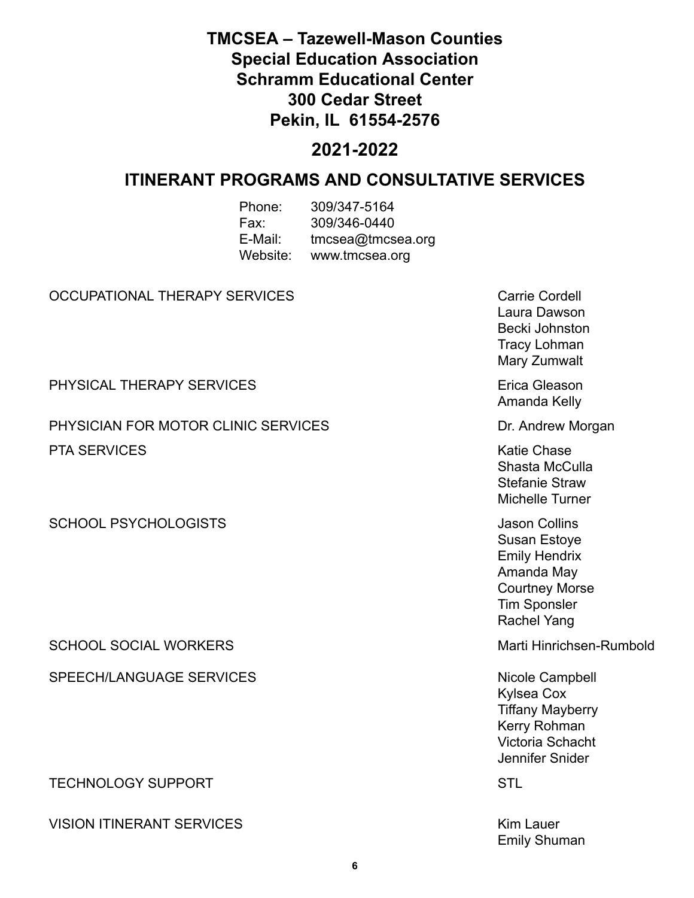# TMCSEA – Tazewell-Mason Counties Special Education Association Schramm Educational Center 300 Cedar Street Pekin, IL 61554-2576

## 2021-2022

## ITINERANT PROGRAMS AND CONSULTATIVE SERVICES

| | |
|---|---|
| Phone: | 309/347-5164 |
| Fax: | 309/346-0440 |
| E-Mail: | tmcsea@tmcsea.org |
| Website: | www.tmcsea.org |

| Service | Staff |
|---|---|
| OCCUPATIONAL THERAPY SERVICES | Carrie Cordell<br>Laura Dawson<br>Becki Johnston<br>Tracy Lohman<br>Mary Zumwalt |
| PHYSICAL THERAPY SERVICES | Erica Gleason<br>Amanda Kelly |
| PHYSICIAN FOR MOTOR CLINIC SERVICES | Dr. Andrew Morgan |
| PTA SERVICES | Katie Chase<br>Shasta McCulla<br>Stefanie Straw<br>Michelle Turner |
| SCHOOL PSYCHOLOGISTS | Jason Collins<br>Susan Estoye<br>Emily Hendrix<br>Amanda May<br>Courtney Morse<br>Tim Sponsler<br>Rachel Yang |
| SCHOOL SOCIAL WORKERS | Marti Hinrichsen-Rumbold |
| SPEECH/LANGUAGE SERVICES | Nicole Campbell<br>Kylsea Cox<br>Tiffany Mayberry<br>Kerry Rohman<br>Victoria Schacht<br>Jennifer Snider |
| TECHNOLOGY SUPPORT | STL |
| VISION ITINERANT SERVICES | Kim Lauer<br>Emily Shuman |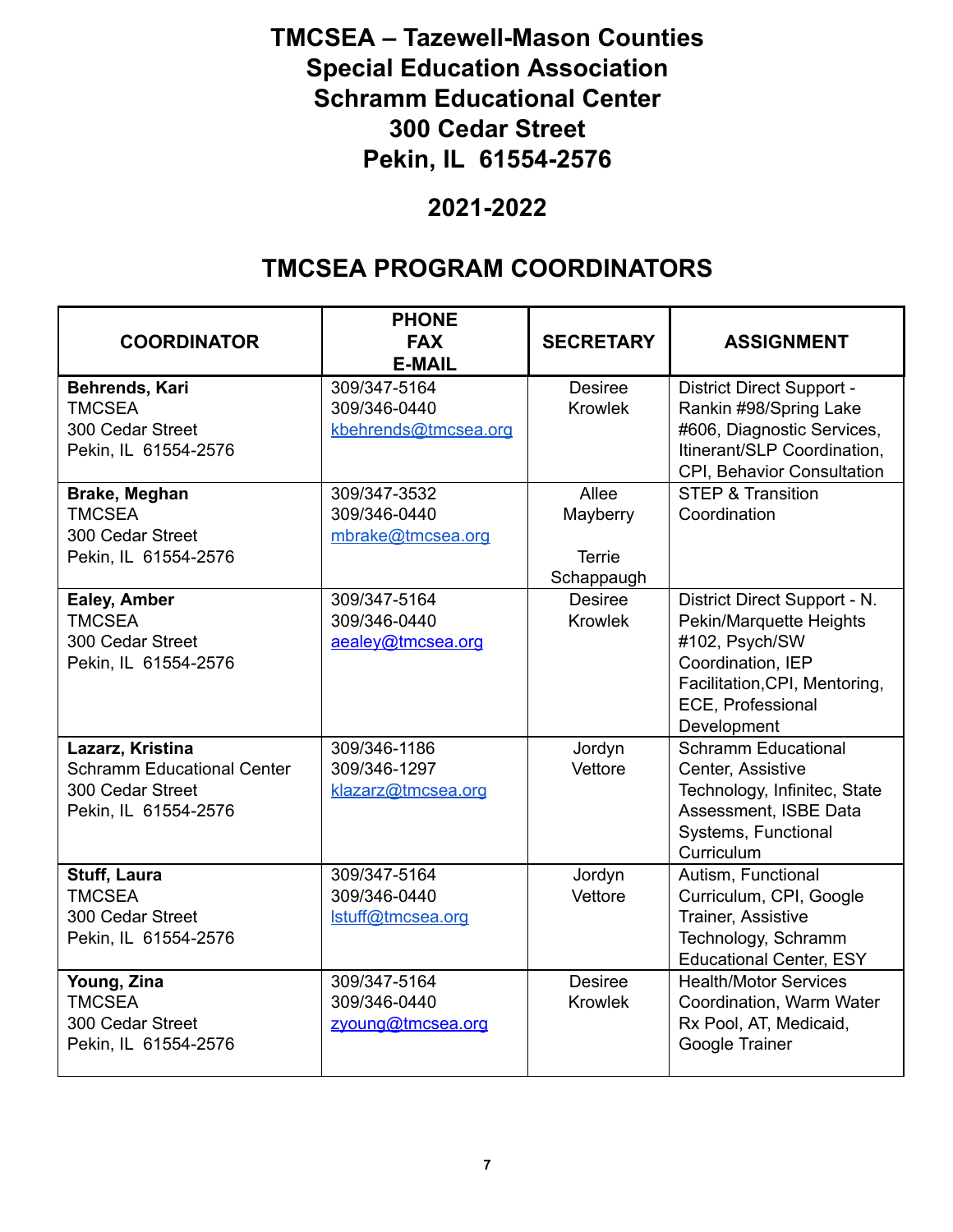# TMCSEA – Tazewell-Mason Counties Special Education Association Schramm Educational Center 300 Cedar Street Pekin, IL 61554-2576

## 2021-2022

## TMCSEA PROGRAM COORDINATORS

| COORDINATOR | PHONE<br>FAX<br>E-MAIL | SECRETARY | ASSIGNMENT |
|---|---|---|---|
| **Behrends, Kari**<br>TMCSEA<br>300 Cedar Street<br>Pekin, IL 61554-2576 | 309/347-5164<br>309/346-0440<br>kbehrends@tmcsea.org | Desiree Krowlek | District Direct Support - Rankin #98/Spring Lake #606, Diagnostic Services, Itinerant/SLP Coordination, CPI, Behavior Consultation |
| **Brake, Meghan**<br>TMCSEA<br>300 Cedar Street<br>Pekin, IL 61554-2576 | 309/347-3532<br>309/346-0440<br>mbrake@tmcsea.org | Allee Mayberry<br><br>Terrie Schappaugh | STEP & Transition Coordination |
| **Ealey, Amber**<br>TMCSEA<br>300 Cedar Street<br>Pekin, IL 61554-2576 | 309/347-5164<br>309/346-0440<br>aealey@tmcsea.org | Desiree Krowlek | District Direct Support - N. Pekin/Marquette Heights #102, Psych/SW Coordination, IEP Facilitation,CPI, Mentoring, ECE, Professional Development |
| **Lazarz, Kristina**<br>Schramm Educational Center<br>300 Cedar Street<br>Pekin, IL 61554-2576 | 309/346-1186<br>309/346-1297<br>klazarz@tmcsea.org | Jordyn Vettore | Schramm Educational Center, Assistive Technology, Infinitec, State Assessment, ISBE Data Systems, Functional Curriculum |
| **Stuff, Laura**<br>TMCSEA<br>300 Cedar Street<br>Pekin, IL 61554-2576 | 309/347-5164<br>309/346-0440<br>lstuff@tmcsea.org | Jordyn Vettore | Autism, Functional Curriculum, CPI, Google Trainer, Assistive Technology, Schramm Educational Center, ESY |
| **Young, Zina**<br>TMCSEA<br>300 Cedar Street<br>Pekin, IL 61554-2576 | 309/347-5164<br>309/346-0440<br>zyoung@tmcsea.org | Desiree Krowlek | Health/Motor Services Coordination, Warm Water Rx Pool, AT, Medicaid, Google Trainer |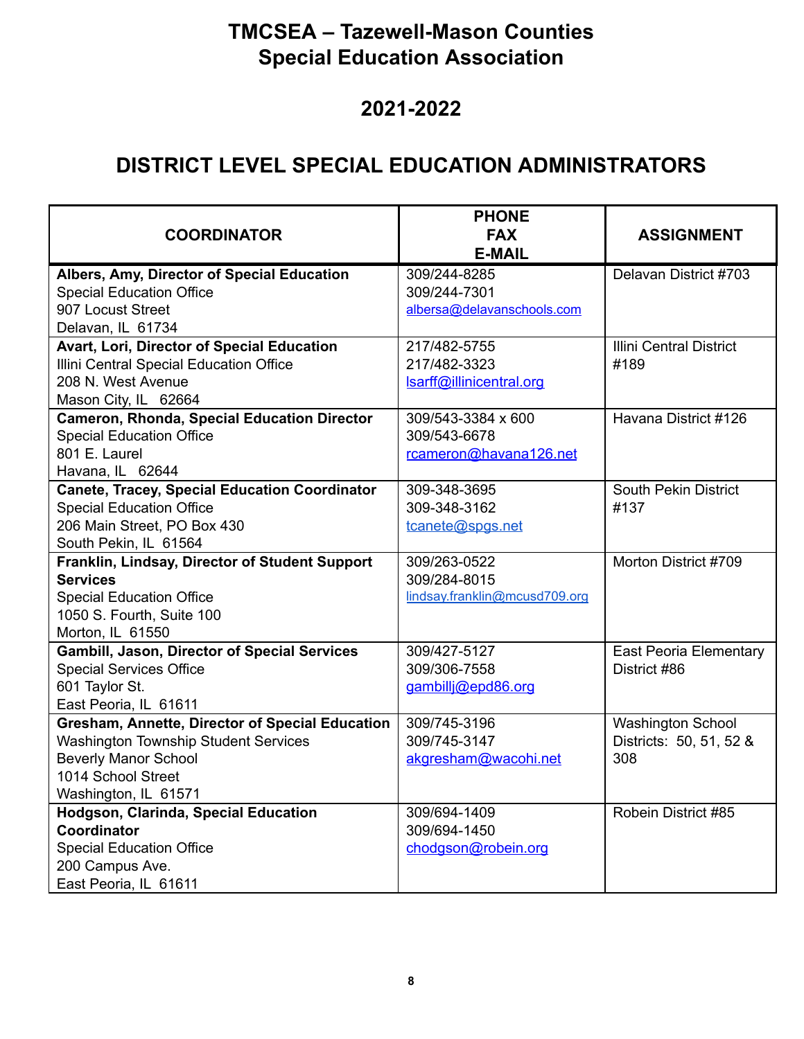# TMCSEA – Tazewell-Mason Counties Special Education Association

## 2021-2022

## DISTRICT LEVEL SPECIAL EDUCATION ADMINISTRATORS

| COORDINATOR | PHONE<br>FAX<br>E-MAIL | ASSIGNMENT |
|---|---|---|
| **Albers, Amy, Director of Special Education**<br>Special Education Office<br>907 Locust Street<br>Delavan, IL 61734 | 309/244-8285<br>309/244-7301<br>albersa@delavanschools.com | Delavan District #703 |
| **Avart, Lori, Director of Special Education**<br>Illini Central Special Education Office<br>208 N. West Avenue<br>Mason City, IL 62664 | 217/482-5755<br>217/482-3323<br>lsarff@illinicentral.org | Illini Central District #189 |
| **Cameron, Rhonda, Special Education Director**<br>Special Education Office<br>801 E. Laurel<br>Havana, IL 62644 | 309/543-3384 x 600<br>309/543-6678<br>rcameron@havana126.net | Havana District #126 |
| **Canete, Tracey, Special Education Coordinator**<br>Special Education Office<br>206 Main Street, PO Box 430<br>South Pekin, IL 61564 | 309-348-3695<br>309-348-3162<br>tcanete@spgs.net | South Pekin District #137 |
| **Franklin, Lindsay, Director of Student Support Services**<br>Special Education Office<br>1050 S. Fourth, Suite 100<br>Morton, IL 61550 | 309/263-0522<br>309/284-8015<br>lindsay.franklin@mcusd709.org | Morton District #709 |
| **Gambill, Jason, Director of Special Services**<br>Special Services Office<br>601 Taylor St.<br>East Peoria, IL 61611 | 309/427-5127<br>309/306-7558<br>gambillj@epd86.org | East Peoria Elementary District #86 |
| **Gresham, Annette, Director of Special Education**<br>Washington Township Student Services<br>Beverly Manor School<br>1014 School Street<br>Washington, IL 61571 | 309/745-3196<br>309/745-3147<br>akgresham@wacohi.net | Washington School Districts: 50, 51, 52 & 308 |
| **Hodgson, Clarinda, Special Education Coordinator**<br>Special Education Office<br>200 Campus Ave.<br>East Peoria, IL 61611 | 309/694-1409<br>309/694-1450<br>chodgson@robein.org | Robein District #85 |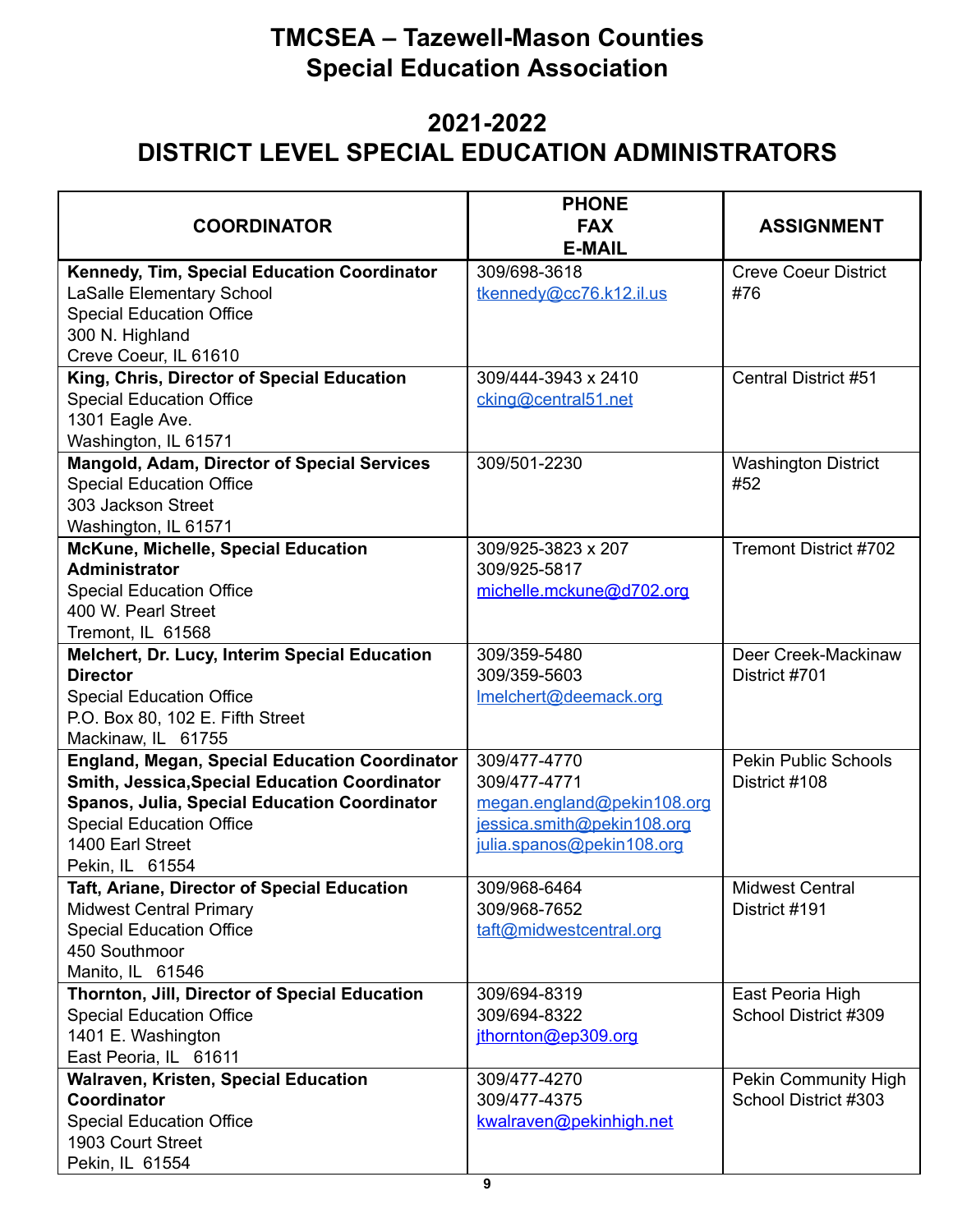# TMCSEA – Tazewell-Mason Counties Special Education Association

## 2021-2022 DISTRICT LEVEL SPECIAL EDUCATION ADMINISTRATORS

| COORDINATOR | PHONE<br>FAX<br>E-MAIL | ASSIGNMENT |
|---|---|---|
| **Kennedy, Tim, Special Education Coordinator**<br>LaSalle Elementary School<br>Special Education Office<br>300 N. Highland<br>Creve Coeur, IL 61610 | 309/698-3618<br>tkennedy@cc76.k12.il.us | Creve Coeur District #76 |
| **King, Chris, Director of Special Education**<br>Special Education Office<br>1301 Eagle Ave.<br>Washington, IL 61571 | 309/444-3943 x 2410<br>cking@central51.net | Central District #51 |
| **Mangold, Adam, Director of Special Services**<br>Special Education Office<br>303 Jackson Street<br>Washington, IL 61571 | 309/501-2230 | Washington District #52 |
| **McKune, Michelle, Special Education Administrator**<br>Special Education Office<br>400 W. Pearl Street<br>Tremont, IL 61568 | 309/925-3823 x 207<br>309/925-5817<br>michelle.mckune@d702.org | Tremont District #702 |
| **Melchert, Dr. Lucy, Interim Special Education Director**<br>Special Education Office<br>P.O. Box 80, 102 E. Fifth Street<br>Mackinaw, IL 61755 | 309/359-5480<br>309/359-5603<br>lmelchert@deemack.org | Deer Creek-Mackinaw District #701 |
| **England, Megan, Special Education Coordinator**<br>**Smith, Jessica,Special Education Coordinator**<br>**Spanos, Julia, Special Education Coordinator**<br>Special Education Office<br>1400 Earl Street<br>Pekin, IL 61554 | 309/477-4770<br>309/477-4771<br>megan.england@pekin108.org<br>jessica.smith@pekin108.org<br>julia.spanos@pekin108.org | Pekin Public Schools District #108 |
| **Taft, Ariane, Director of Special Education**<br>Midwest Central Primary<br>Special Education Office<br>450 Southmoor<br>Manito, IL 61546 | 309/968-6464<br>309/968-7652<br>taft@midwestcentral.org | Midwest Central District #191 |
| **Thornton, Jill, Director of Special Education**<br>Special Education Office<br>1401 E. Washington<br>East Peoria, IL 61611 | 309/694-8319<br>309/694-8322<br>jthornton@ep309.org | East Peoria High School District #309 |
| **Walraven, Kristen, Special Education Coordinator**<br>Special Education Office<br>1903 Court Street<br>Pekin, IL 61554 | 309/477-4270<br>309/477-4375<br>kwalraven@pekinhigh.net | Pekin Community High School District #303 |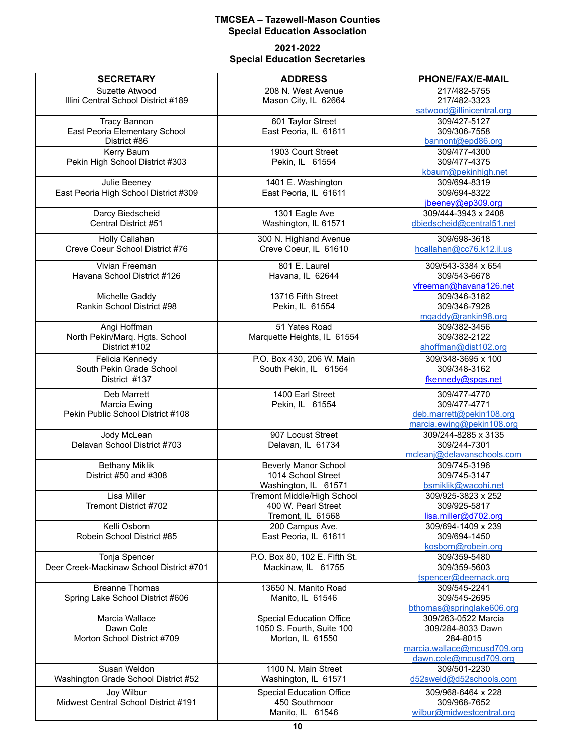**TMCSEA – Tazewell-Mason Counties Special Education Association**

**2021-2022 Special Education Secretaries**

| SECRETARY | ADDRESS | PHONE/FAX/E-MAIL |
|---|---|---|
| Suzette Atwood<br>Illini Central School District #189 | 208 N. West Avenue<br>Mason City, IL 62664 | 217/482-5755<br>217/482-3323<br>satwood@illinicentral.org |
| Tracy Bannon<br>East Peoria Elementary School District #86 | 601 Taylor Street<br>East Peoria, IL 61611 | 309/427-5127<br>309/306-7558<br>bannont@epd86.org |
| Kerry Baum<br>Pekin High School District #303 | 1903 Court Street<br>Pekin, IL 61554 | 309/477-4300<br>309/477-4375<br>kbaum@pekinhigh.net |
| Julie Beeney<br>East Peoria High School District #309 | 1401 E. Washington<br>East Peoria, IL 61611 | 309/694-8319<br>309/694-8322<br>jbeeney@ep309.org |
| Darcy Biedscheid<br>Central District #51 | 1301 Eagle Ave<br>Washington, IL 61571 | 309/444-3943 x 2408<br>dbiedscheid@central51.net |
| Holly Callahan<br>Creve Coeur School District #76 | 300 N. Highland Avenue<br>Creve Coeur, IL 61610 | 309/698-3618<br>hcallahan@cc76.k12.il.us |
| Vivian Freeman<br>Havana School District #126 | 801 E. Laurel<br>Havana, IL 62644 | 309/543-3384 x 654<br>309/543-6678<br>vfreeman@havana126.net |
| Michelle Gaddy<br>Rankin School District #98 | 13716 Fifth Street<br>Pekin, IL 61554 | 309/346-3182<br>309/346-7928<br>mgaddy@rankin98.org |
| Angi Hoffman<br>North Pekin/Marq. Hgts. School District #102 | 51 Yates Road<br>Marquette Heights, IL 61554 | 309/382-3456<br>309/382-2122<br>ahoffman@dist102.org |
| Felicia Kennedy<br>South Pekin Grade School District #137 | P.O. Box 430, 206 W. Main<br>South Pekin, IL 61564 | 309/348-3695 x 100<br>309/348-3162<br>fkennedy@spgs.net |
| Deb Marrett<br>Marcia Ewing<br>Pekin Public School District #108 | 1400 Earl Street<br>Pekin, IL 61554 | 309/477-4770<br>309/477-4771<br>deb.marrett@pekin108.org<br>marcia.ewing@pekin108.org |
| Jody McLean<br>Delavan School District #703 | 907 Locust Street<br>Delavan, IL 61734 | 309/244-8285 x 3135<br>309/244-7301<br>mcleanj@delavanschools.com |
| Bethany Miklik<br>District #50 and #308 | Beverly Manor School<br>1014 School Street<br>Washington, IL 61571 | 309/745-3196<br>309/745-3147<br>bsmiklik@wacohi.net |
| Lisa Miller<br>Tremont District #702 | Tremont Middle/High School<br>400 W. Pearl Street<br>Tremont, IL 61568 | 309/925-3823 x 252<br>309/925-5817<br>lisa.miller@d702.org |
| Kelli Osborn<br>Robein School District #85 | 200 Campus Ave.<br>East Peoria, IL 61611 | 309/694-1409 x 239<br>309/694-1450<br>kosborn@robein.org |
| Tonja Spencer<br>Deer Creek-Mackinaw School District #701 | P.O. Box 80, 102 E. Fifth St.<br>Mackinaw, IL 61755 | 309/359-5480<br>309/359-5603<br>tspencer@deemack.org |
| Breanne Thomas<br>Spring Lake School District #606 | 13650 N. Manito Road<br>Manito, IL 61546 | 309/545-2241<br>309/545-2695<br>bthomas@springlake606.org |
| Marcia Wallace<br>Dawn Cole<br>Morton School District #709 | Special Education Office<br>1050 S. Fourth, Suite 100<br>Morton, IL 61550 | 309/263-0522 Marcia<br>309/284-8033 Dawn<br>284-8015<br>marcia.wallace@mcusd709.org<br>dawn.cole@mcusd709.org |
| Susan Weldon<br>Washington Grade School District #52 | 1100 N. Main Street<br>Washington, IL 61571 | 309/501-2230<br>d52sweld@d52schools.com |
| Joy Wilbur<br>Midwest Central School District #191 | Special Education Office<br>450 Southmoor<br>Manito, IL 61546 | 309/968-6464 x 228<br>309/968-7652<br>wilbur@midwestcentral.org |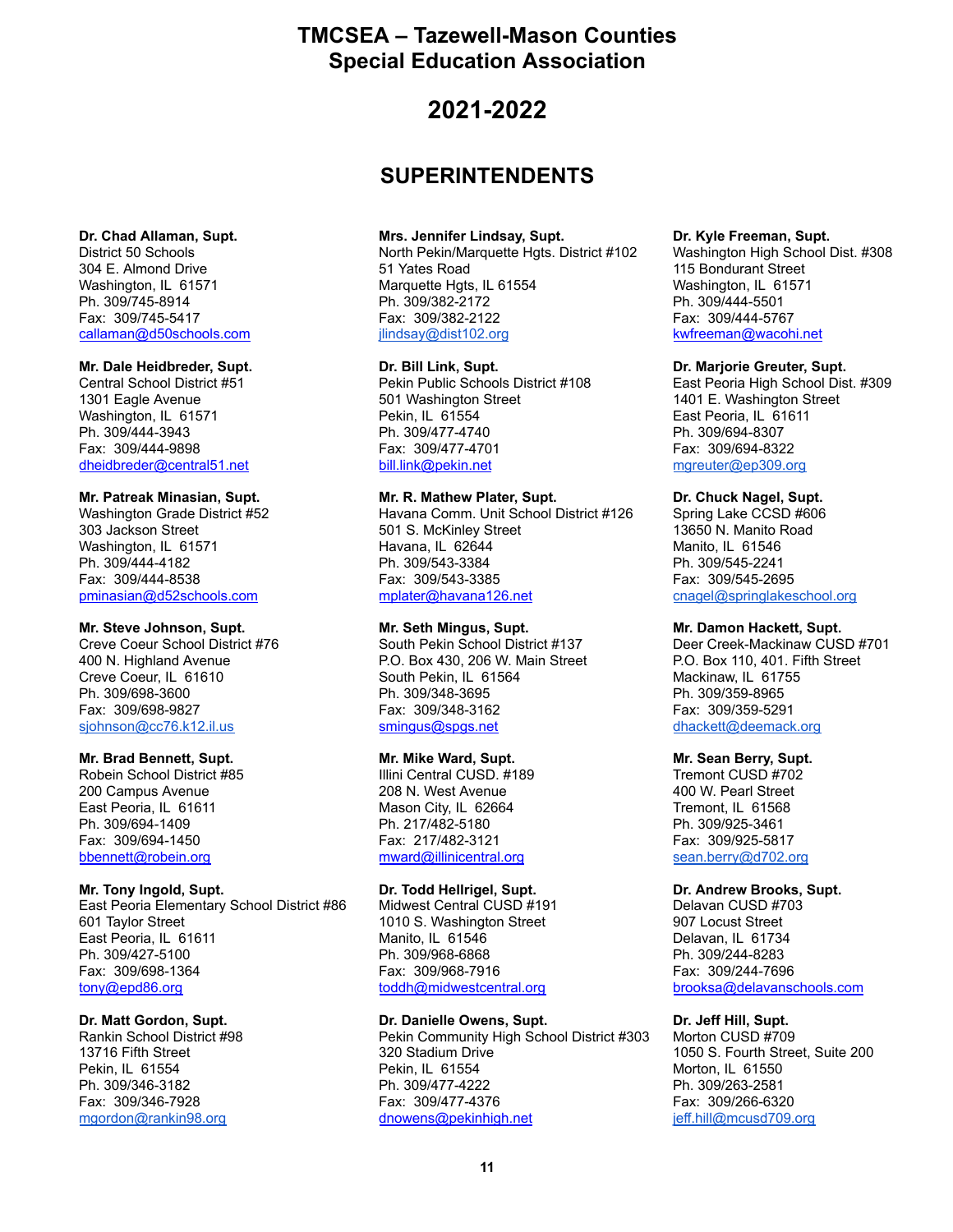# TMCSEA – Tazewell-Mason Counties Special Education Association

# 2021-2022

## SUPERINTENDENTS

**Dr. Chad Allaman, Supt.**
District 50 Schools
304 E. Almond Drive
Washington, IL 61571
Ph. 309/745-8914
Fax: 309/745-5417
callaman@d50schools.com

**Mr. Dale Heidbreder, Supt.**
Central School District #51
1301 Eagle Avenue
Washington, IL 61571
Ph. 309/444-3943
Fax: 309/444-9898
dheidbreder@central51.net

**Mr. Patreak Minasian, Supt.**
Washington Grade District #52
303 Jackson Street
Washington, IL 61571
Ph. 309/444-4182
Fax: 309/444-8538
pminasian@d52schools.com

**Mr. Steve Johnson, Supt.**
Creve Coeur School District #76
400 N. Highland Avenue
Creve Coeur, IL 61610
Ph. 309/698-3600
Fax: 309/698-9827
sjohnson@cc76.k12.il.us

**Mr. Brad Bennett, Supt.**
Robein School District #85
200 Campus Avenue
East Peoria, IL 61611
Ph. 309/694-1409
Fax: 309/694-1450
bbennett@robein.org

**Mr. Tony Ingold, Supt.**
East Peoria Elementary School District #86
601 Taylor Street
East Peoria, IL 61611
Ph. 309/427-5100
Fax: 309/698-1364
tony@epd86.org

**Dr. Matt Gordon, Supt.**
Rankin School District #98
13716 Fifth Street
Pekin, IL 61554
Ph. 309/346-3182
Fax: 309/346-7928
mgordon@rankin98.org

**Mrs. Jennifer Lindsay, Supt.**
North Pekin/Marquette Hgts. District #102
51 Yates Road
Marquette Hgts, IL 61554
Ph. 309/382-2172
Fax: 309/382-2122
jlindsay@dist102.org

**Dr. Bill Link, Supt.**
Pekin Public Schools District #108
501 Washington Street
Pekin, IL 61554
Ph. 309/477-4740
Fax: 309/477-4701
bill.link@pekin.net

**Mr. R. Mathew Plater, Supt.**
Havana Comm. Unit School District #126
501 S. McKinley Street
Havana, IL 62644
Ph. 309/543-3384
Fax: 309/543-3385
mplater@havana126.net

**Mr. Seth Mingus, Supt.**
South Pekin School District #137
P.O. Box 430, 206 W. Main Street
South Pekin, IL 61564
Ph. 309/348-3695
Fax: 309/348-3162
smingus@spgs.net

**Mr. Mike Ward, Supt.**
Illini Central CUSD. #189
208 N. West Avenue
Mason City, IL 62664
Ph. 217/482-5180
Fax: 217/482-3121
mward@illinicentral.org

**Dr. Todd Hellrigel, Supt.**
Midwest Central CUSD #191
1010 S. Washington Street
Manito, IL 61546
Ph. 309/968-6868
Fax: 309/968-7916
toddh@midwestcentral.org

**Dr. Danielle Owens, Supt.**
Pekin Community High School District #303
320 Stadium Drive
Pekin, IL 61554
Ph. 309/477-4222
Fax: 309/477-4376
dnowens@pekinhigh.net

**Dr. Kyle Freeman, Supt.**
Washington High School Dist. #308
115 Bondurant Street
Washington, IL 61571
Ph. 309/444-5501
Fax: 309/444-5767
kwfreeman@wacohi.net

**Dr. Marjorie Greuter, Supt.**
East Peoria High School Dist. #309
1401 E. Washington Street
East Peoria, IL 61611
Ph. 309/694-8307
Fax: 309/694-8322
mgreuter@ep309.org

**Dr. Chuck Nagel, Supt.**
Spring Lake CCSD #606
13650 N. Manito Road
Manito, IL 61546
Ph. 309/545-2241
Fax: 309/545-2695
cnagel@springlakeschool.org

**Mr. Damon Hackett, Supt.**
Deer Creek-Mackinaw CUSD #701
P.O. Box 110, 401. Fifth Street
Mackinaw, IL 61755
Ph. 309/359-8965
Fax: 309/359-5291
dhackett@deemack.org

**Mr. Sean Berry, Supt.**
Tremont CUSD #702
400 W. Pearl Street
Tremont, IL 61568
Ph. 309/925-3461
Fax: 309/925-5817
sean.berry@d702.org

**Dr. Andrew Brooks, Supt.**
Delavan CUSD #703
907 Locust Street
Delavan, IL 61734
Ph. 309/244-8283
Fax: 309/244-7696
brooksa@delavanschools.com

**Dr. Jeff Hill, Supt.**
Morton CUSD #709
1050 S. Fourth Street, Suite 200
Morton, IL 61550
Ph. 309/263-2581
Fax: 309/266-6320
jeff.hill@mcusd709.org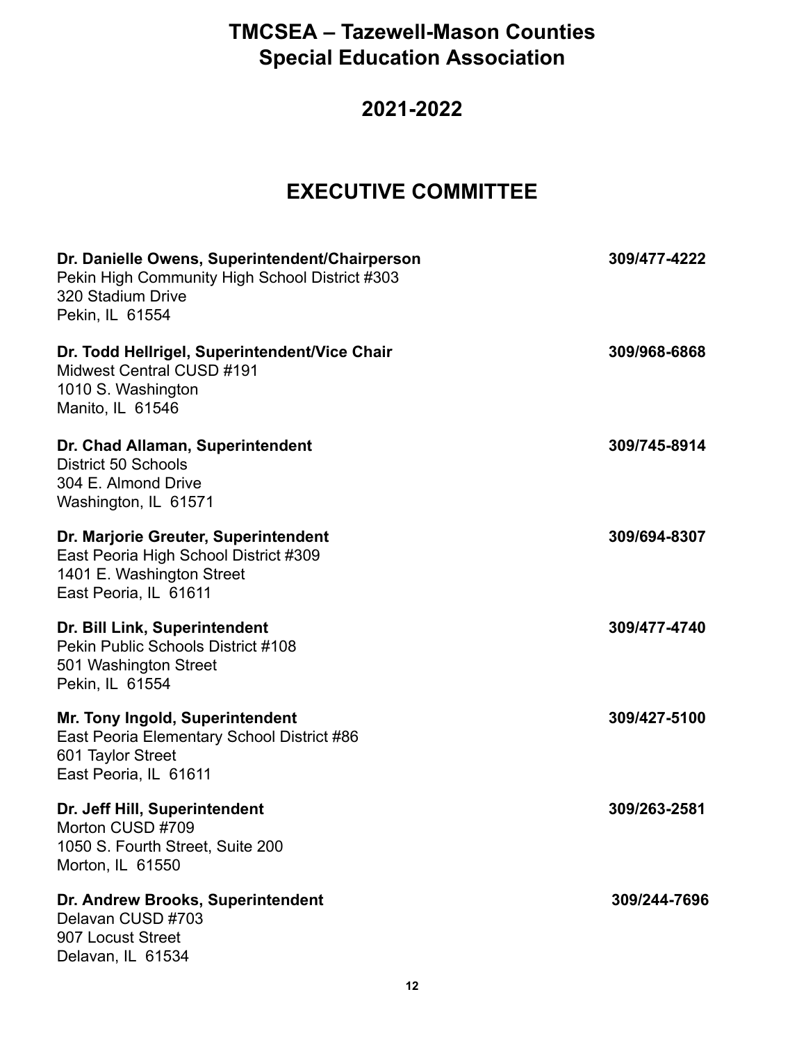# TMCSEA – Tazewell-Mason Counties Special Education Association

## 2021-2022

## EXECUTIVE COMMITTEE

**Dr. Danielle Owens, Superintendent/Chairperson** **309/477-4222**
Pekin High Community High School District #303
320 Stadium Drive
Pekin, IL 61554

**Dr. Todd Hellrigel, Superintendent/Vice Chair** **309/968-6868**
Midwest Central CUSD #191
1010 S. Washington
Manito, IL 61546

**Dr. Chad Allaman, Superintendent** **309/745-8914**
District 50 Schools
304 E. Almond Drive
Washington, IL 61571

**Dr. Marjorie Greuter, Superintendent** **309/694-8307**
East Peoria High School District #309
1401 E. Washington Street
East Peoria, IL 61611

**Dr. Bill Link, Superintendent** **309/477-4740**
Pekin Public Schools District #108
501 Washington Street
Pekin, IL 61554

**Mr. Tony Ingold, Superintendent** **309/427-5100**
East Peoria Elementary School District #86
601 Taylor Street
East Peoria, IL 61611

**Dr. Jeff Hill, Superintendent** **309/263-2581**
Morton CUSD #709
1050 S. Fourth Street, Suite 200
Morton, IL 61550

**Dr. Andrew Brooks, Superintendent** **309/244-7696**
Delavan CUSD #703
907 Locust Street
Delavan, IL 61534